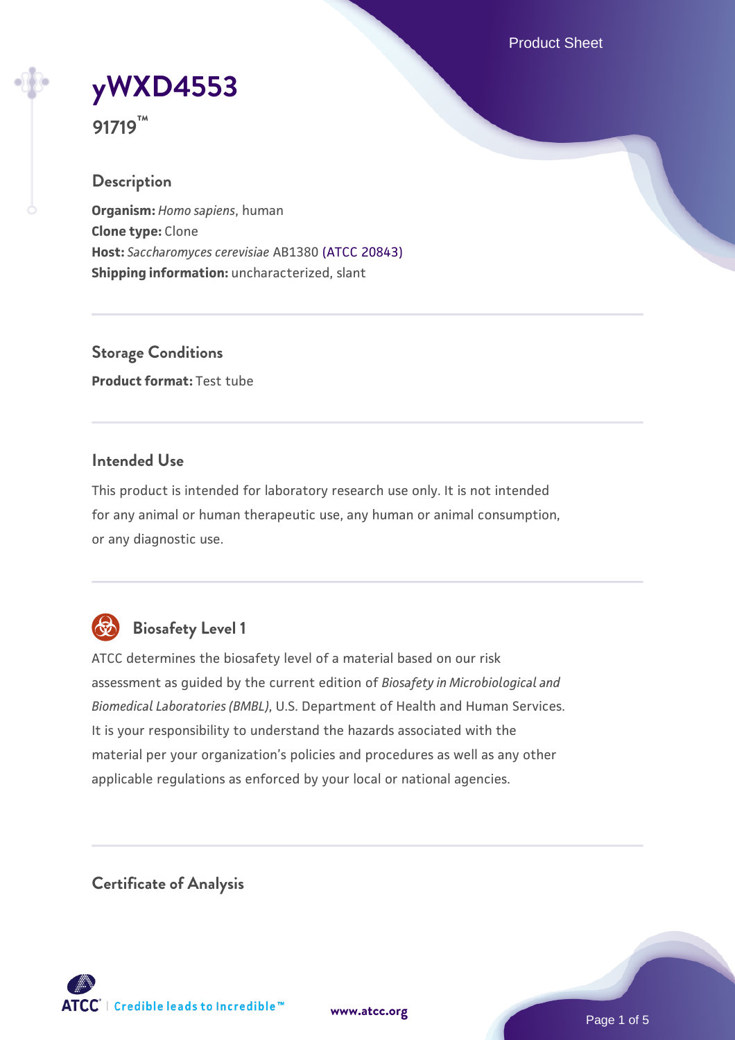# yWXD4553

**91719™**

## Description

**Organism:** *Homo sapiens*, human
**Clone type:** Clone
**Host:** *Saccharomyces cerevisiae* AB1380 (ATCC 20843)
**Shipping information:** uncharacterized, slant

## Storage Conditions

**Product format:** Test tube

## Intended Use

This product is intended for laboratory research use only. It is not intended for any animal or human therapeutic use, any human or animal consumption, or any diagnostic use.

## Biosafety Level 1

ATCC determines the biosafety level of a material based on our risk assessment as guided by the current edition of *Biosafety in Microbiological and Biomedical Laboratories (BMBL)*, U.S. Department of Health and Human Services. It is your responsibility to understand the hazards associated with the material per your organization's policies and procedures as well as any other applicable regulations as enforced by your local or national agencies.

## Certificate of Analysis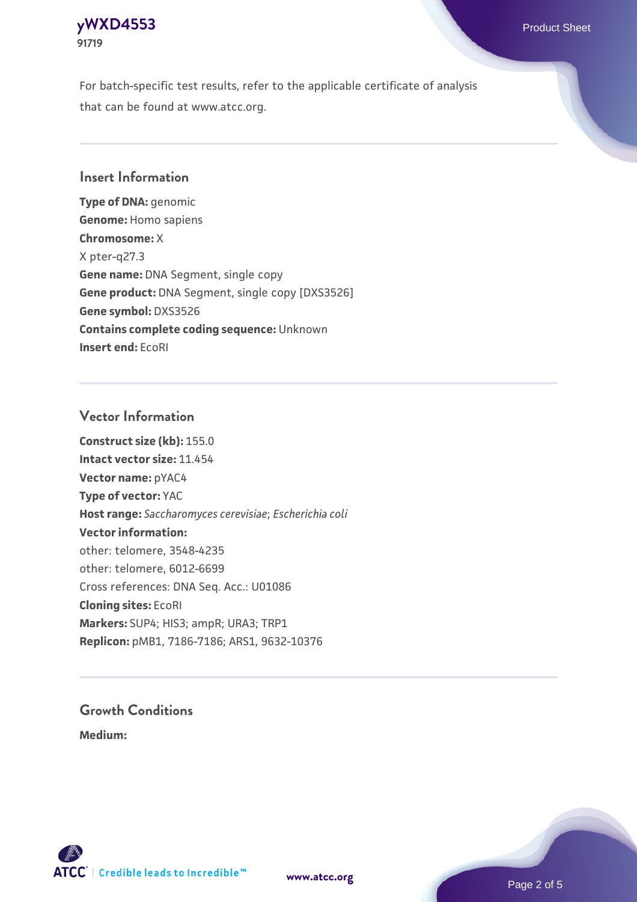For batch-specific test results, refer to the applicable certificate of analysis that can be found at www.atcc.org.

## Insert Information

**Type of DNA:** genomic
**Genome:** Homo sapiens
**Chromosome:** X
X pter-q27.3
**Gene name:** DNA Segment, single copy
**Gene product:** DNA Segment, single copy [DXS3526]
**Gene symbol:** DXS3526
**Contains complete coding sequence:** Unknown
**Insert end:** EcoRI

## Vector Information

**Construct size (kb):** 155.0
**Intact vector size:** 11.454
**Vector name:** pYAC4
**Type of vector:** YAC
**Host range:** *Saccharomyces cerevisiae*; *Escherichia coli*
**Vector information:**
other: telomere, 3548-4235
other: telomere, 6012-6699
Cross references: DNA Seq. Acc.: U01086
**Cloning sites:** EcoRI
**Markers:** SUP4; HIS3; ampR; URA3; TRP1
**Replicon:** pMB1, 7186-7186; ARS1, 9632-10376

## Growth Conditions

**Medium:**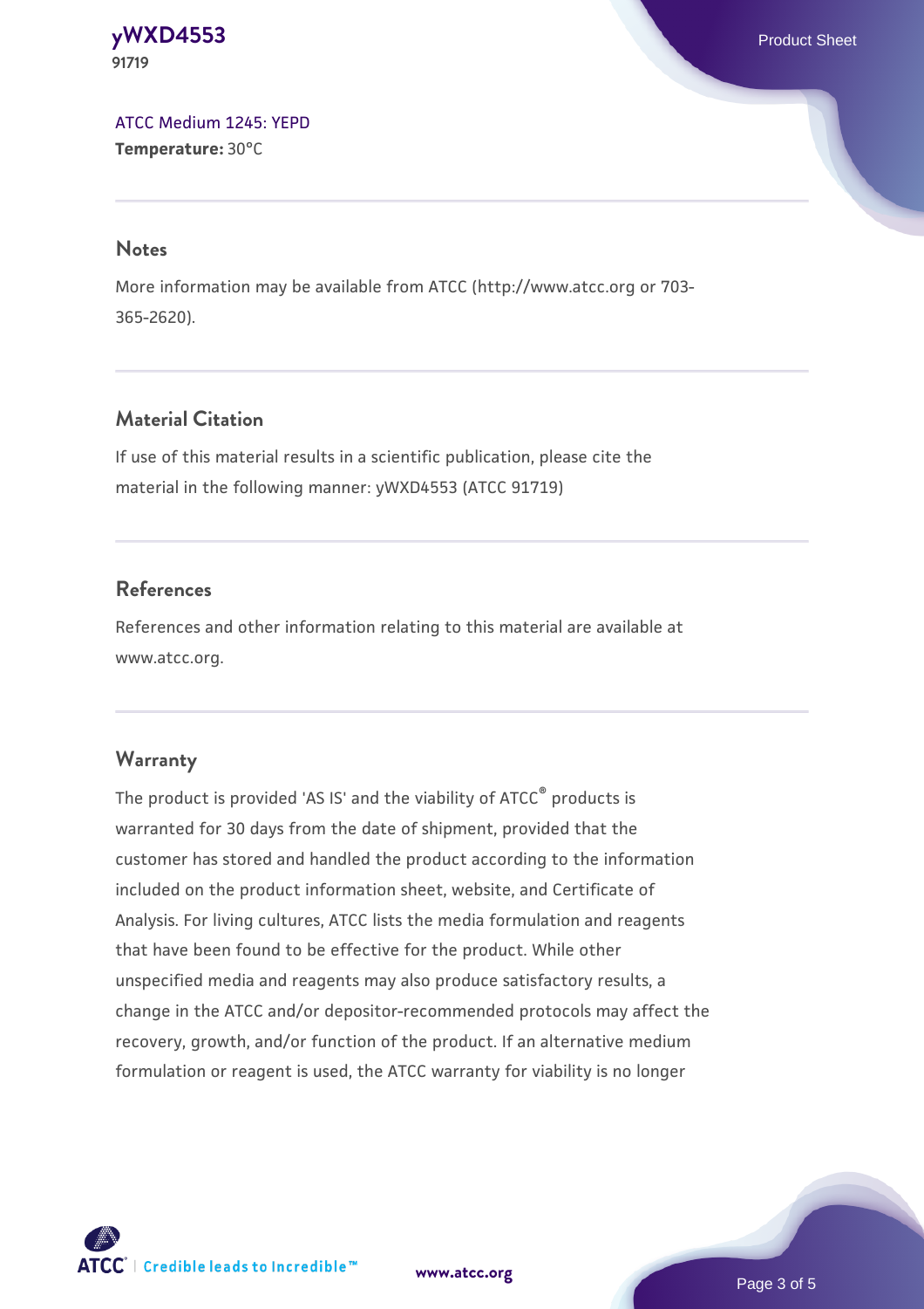ATCC Medium 1245: YEPD
**Temperature:** 30°C

## Notes

More information may be available from ATCC (http://www.atcc.org or 703-365-2620).

## Material Citation

If use of this material results in a scientific publication, please cite the material in the following manner: yWXD4553 (ATCC 91719)

## References

References and other information relating to this material are available at www.atcc.org.

## Warranty

The product is provided 'AS IS' and the viability of ATCC® products is warranted for 30 days from the date of shipment, provided that the customer has stored and handled the product according to the information included on the product information sheet, website, and Certificate of Analysis. For living cultures, ATCC lists the media formulation and reagents that have been found to be effective for the product. While other unspecified media and reagents may also produce satisfactory results, a change in the ATCC and/or depositor-recommended protocols may affect the recovery, growth, and/or function of the product. If an alternative medium formulation or reagent is used, the ATCC warranty for viability is no longer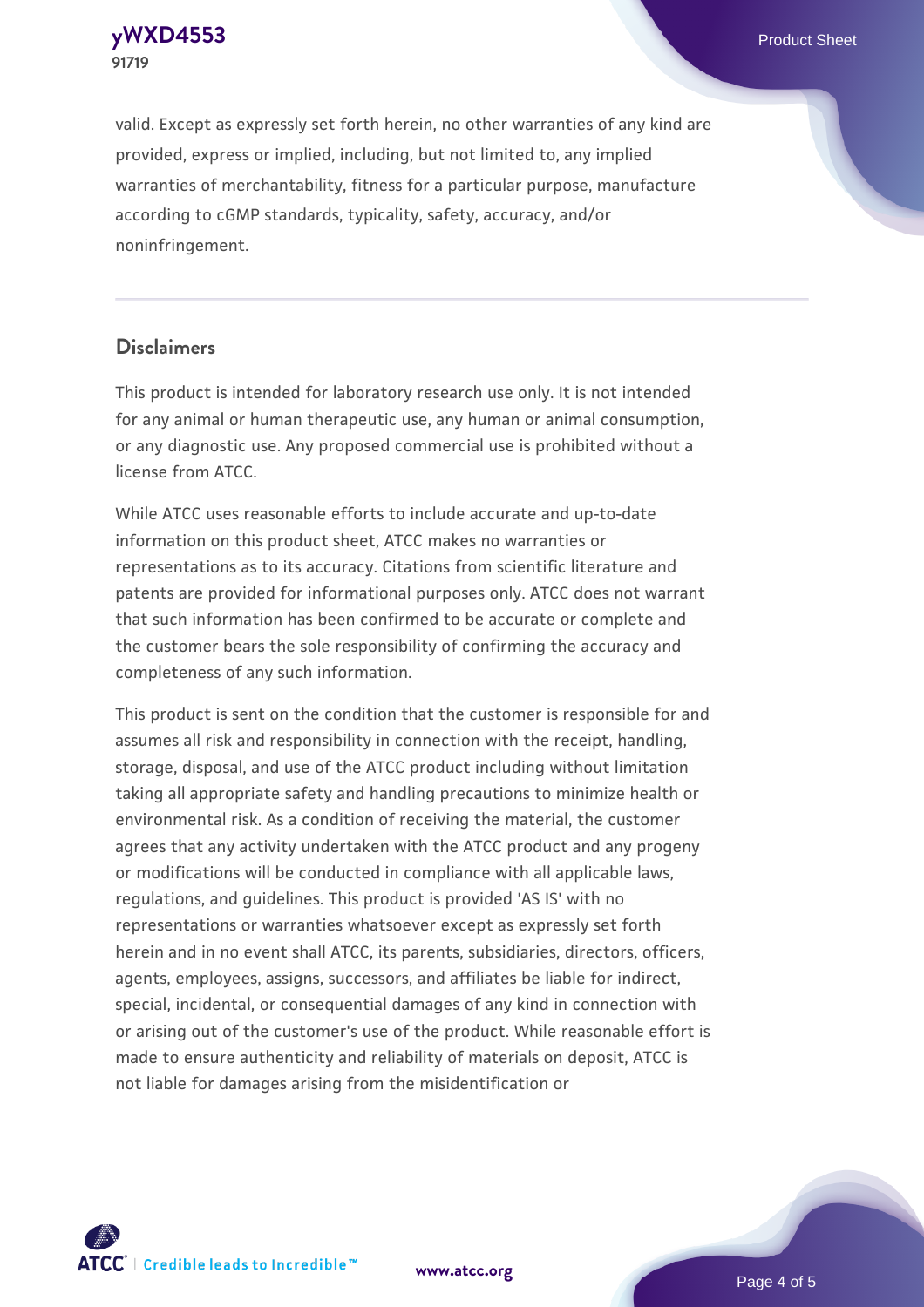valid. Except as expressly set forth herein, no other warranties of any kind are provided, express or implied, including, but not limited to, any implied warranties of merchantability, fitness for a particular purpose, manufacture according to cGMP standards, typicality, safety, accuracy, and/or noninfringement.

## Disclaimers

This product is intended for laboratory research use only. It is not intended for any animal or human therapeutic use, any human or animal consumption, or any diagnostic use. Any proposed commercial use is prohibited without a license from ATCC.

While ATCC uses reasonable efforts to include accurate and up-to-date information on this product sheet, ATCC makes no warranties or representations as to its accuracy. Citations from scientific literature and patents are provided for informational purposes only. ATCC does not warrant that such information has been confirmed to be accurate or complete and the customer bears the sole responsibility of confirming the accuracy and completeness of any such information.

This product is sent on the condition that the customer is responsible for and assumes all risk and responsibility in connection with the receipt, handling, storage, disposal, and use of the ATCC product including without limitation taking all appropriate safety and handling precautions to minimize health or environmental risk. As a condition of receiving the material, the customer agrees that any activity undertaken with the ATCC product and any progeny or modifications will be conducted in compliance with all applicable laws, regulations, and guidelines. This product is provided 'AS IS' with no representations or warranties whatsoever except as expressly set forth herein and in no event shall ATCC, its parents, subsidiaries, directors, officers, agents, employees, assigns, successors, and affiliates be liable for indirect, special, incidental, or consequential damages of any kind in connection with or arising out of the customer's use of the product. While reasonable effort is made to ensure authenticity and reliability of materials on deposit, ATCC is not liable for damages arising from the misidentification or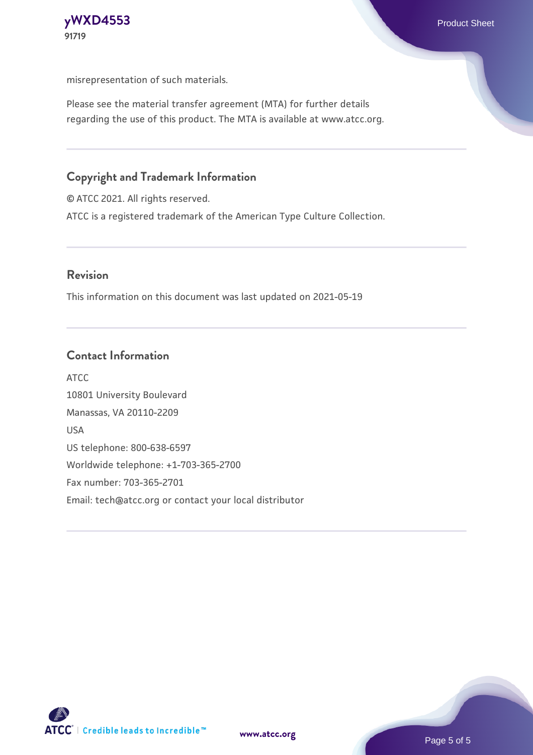misrepresentation of such materials.

Please see the material transfer agreement (MTA) for further details regarding the use of this product. The MTA is available at www.atcc.org.

## Copyright and Trademark Information

© ATCC 2021. All rights reserved.

ATCC is a registered trademark of the American Type Culture Collection.

## Revision

This information on this document was last updated on 2021-05-19

## Contact Information

ATCC
10801 University Boulevard
Manassas, VA 20110-2209
USA
US telephone: 800-638-6597
Worldwide telephone: +1-703-365-2700
Fax number: 703-365-2701
Email: tech@atcc.org or contact your local distributor